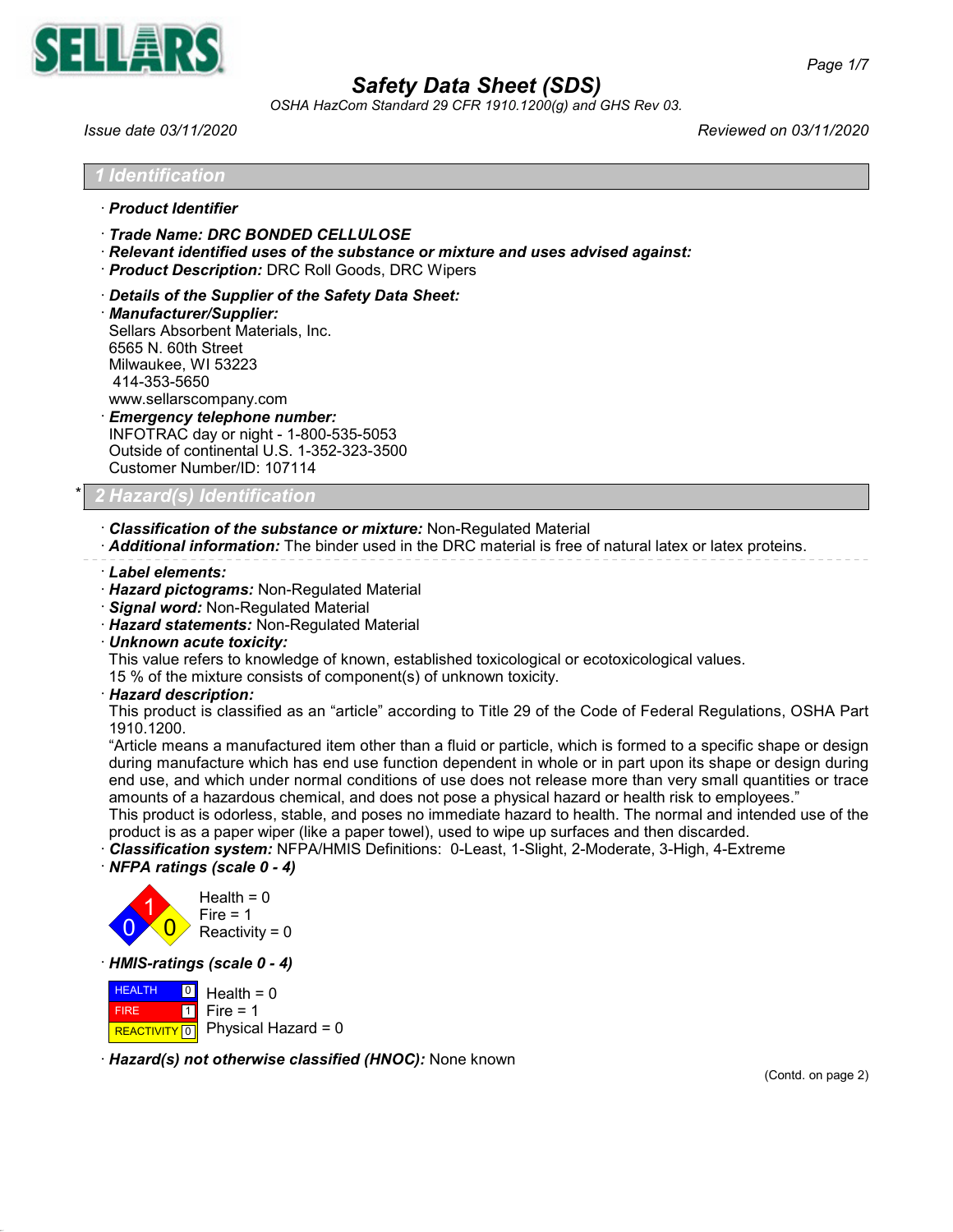# Safety Data Sheet (SDS)

*OSHA HazCom Standard 29 CFR 1910.1200(g) and GHS Rev 03.*

*Issue date 03/11/2020* *Reviewed on 03/11/2020*

## 1 Identification

· ***Product Identifier***

· ***Trade Name: DRC BONDED CELLULOSE***

· ***Relevant identified uses of the substance or mixture and uses advised against:***

· ***Product Description:*** DRC Roll Goods, DRC Wipers

· ***Details of the Supplier of the Safety Data Sheet:***

· ***Manufacturer/Supplier:***
Sellars Absorbent Materials, Inc.
6565 N. 60th Street
Milwaukee, WI 53223
414-353-5650
www.sellarscompany.com

· ***Emergency telephone number:***
INFOTRAC day or night - 1-800-535-5053
Outside of continental U.S. 1-352-323-3500
Customer Number/ID: 107114

## * 2 Hazard(s) Identification

· ***Classification of the substance or mixture:*** Non-Regulated Material

· ***Additional information:*** The binder used in the DRC material is free of natural latex or latex proteins.

· ***Label elements:***

· ***Hazard pictograms:*** Non-Regulated Material

· ***Signal word:*** Non-Regulated Material

· ***Hazard statements:*** Non-Regulated Material

· ***Unknown acute toxicity:***
This value refers to knowledge of known, established toxicological or ecotoxicological values.
15 % of the mixture consists of component(s) of unknown toxicity.

· ***Hazard description:***
This product is classified as an "article" according to Title 29 of the Code of Federal Regulations, OSHA Part 1910.1200.
"Article means a manufactured item other than a fluid or particle, which is formed to a specific shape or design during manufacture which has end use function dependent in whole or in part upon its shape or design during end use, and which under normal conditions of use does not release more than very small quantities or trace amounts of a hazardous chemical, and does not pose a physical hazard or health risk to employees."
This product is odorless, stable, and poses no immediate hazard to health. The normal and intended use of the product is as a paper wiper (like a paper towel), used to wipe up surfaces and then discarded.

· ***Classification system:*** NFPA/HMIS Definitions: 0-Least, 1-Slight, 2-Moderate, 3-High, 4-Extreme

· ***NFPA ratings (scale 0 - 4)***

Health = 0
Fire = 1
Reactivity = 0

· ***HMIS-ratings (scale 0 - 4)***

| | | |
|---|---|---|
| HEALTH | 0 | Health = 0 |
| FIRE | 1 | Fire = 1 |
| REACTIVITY | 0 | Physical Hazard = 0 |

· ***Hazard(s) not otherwise classified (HNOC):*** None known

(Contd. on page 2)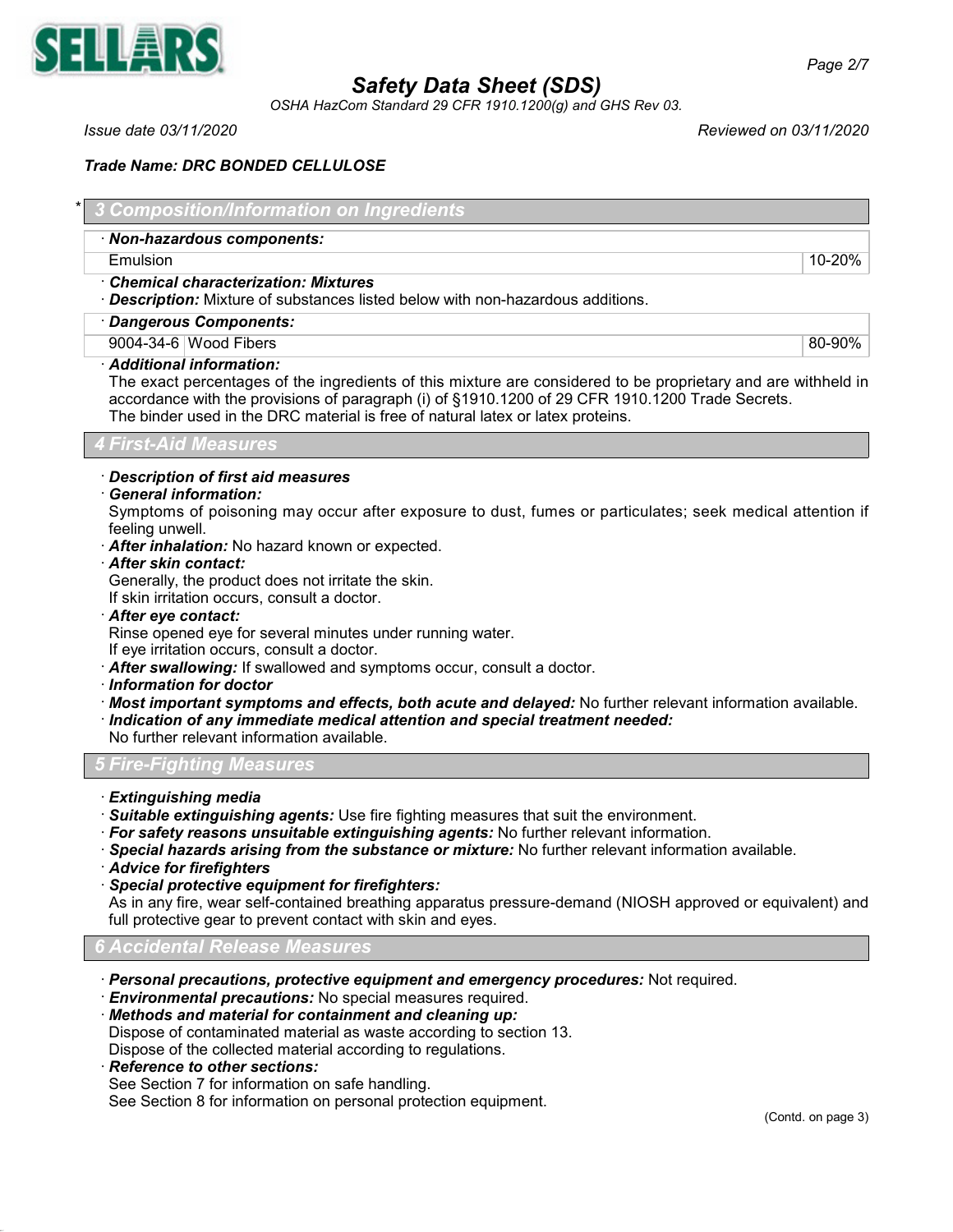## 3 Composition/Information on Ingredients

· **Non-hazardous components:**

| Emulsion | 10-20% |
|---|---|

· **Chemical characterization: Mixtures**

· **Description:** Mixture of substances listed below with non-hazardous additions.

· **Dangerous Components:**

| 9004-34-6 | Wood Fibers | 80-90% |
|---|---|---|

· **Additional information:**

The exact percentages of the ingredients of this mixture are considered to be proprietary and are withheld in accordance with the provisions of paragraph (i) of §1910.1200 of 29 CFR 1910.1200 Trade Secrets.
The binder used in the DRC material is free of natural latex or latex proteins.

## 4 First-Aid Measures

· **Description of first aid measures**

· **General information:**

Symptoms of poisoning may occur after exposure to dust, fumes or particulates; seek medical attention if feeling unwell.

· **After inhalation:** No hazard known or expected.

· **After skin contact:**

Generally, the product does not irritate the skin.
If skin irritation occurs, consult a doctor.

· **After eye contact:**

Rinse opened eye for several minutes under running water.
If eye irritation occurs, consult a doctor.

· **After swallowing:** If swallowed and symptoms occur, consult a doctor.

· **Information for doctor**

· **Most important symptoms and effects, both acute and delayed:** No further relevant information available.

· **Indication of any immediate medical attention and special treatment needed:**

No further relevant information available.

## 5 Fire-Fighting Measures

· **Extinguishing media**

· **Suitable extinguishing agents:** Use fire fighting measures that suit the environment.

· **For safety reasons unsuitable extinguishing agents:** No further relevant information.

· **Special hazards arising from the substance or mixture:** No further relevant information available.

· **Advice for firefighters**

· **Special protective equipment for firefighters:**

As in any fire, wear self-contained breathing apparatus pressure-demand (NIOSH approved or equivalent) and full protective gear to prevent contact with skin and eyes.

## 6 Accidental Release Measures

· **Personal precautions, protective equipment and emergency procedures:** Not required.

· **Environmental precautions:** No special measures required.

· **Methods and material for containment and cleaning up:**

Dispose of contaminated material as waste according to section 13.
Dispose of the collected material according to regulations.

· **Reference to other sections:**

See Section 7 for information on safe handling.
See Section 8 for information on personal protection equipment.

(Contd. on page 3)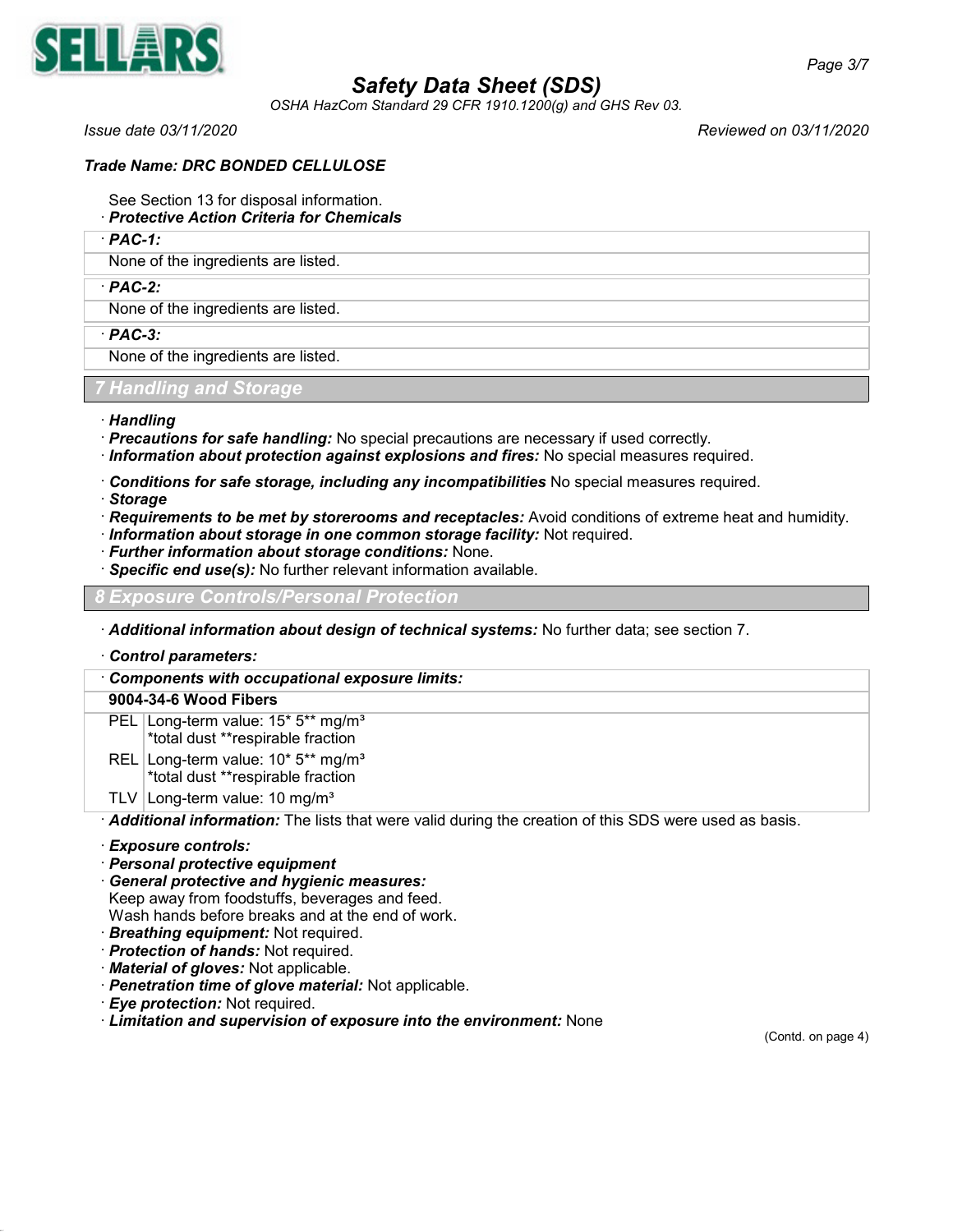See Section 13 for disposal information.

· **Protective Action Criteria for Chemicals**

| · **PAC-1:** |
|---|
| None of the ingredients are listed. |

| · **PAC-2:** |
|---|
| None of the ingredients are listed. |

| · **PAC-3:** |
|---|
| None of the ingredients are listed. |

## 7 Handling and Storage

· **Handling**
· **Precautions for safe handling:** No special precautions are necessary if used correctly.
· **Information about protection against explosions and fires:** No special measures required.

· **Conditions for safe storage, including any incompatibilities** No special measures required.
· **Storage**
· **Requirements to be met by storerooms and receptacles:** Avoid conditions of extreme heat and humidity.
· **Information about storage in one common storage facility:** Not required.
· **Further information about storage conditions:** None.
· **Specific end use(s):** No further relevant information available.

## 8 Exposure Controls/Personal Protection

· **Additional information about design of technical systems:** No further data; see section 7.

· **Control parameters:**

| · **Components with occupational exposure limits:** | |
|---|---|
| **9004-34-6 Wood Fibers** | |
| PEL | Long-term value: 15* 5** mg/m³<br>*total dust **respirable fraction |
| REL | Long-term value: 10* 5** mg/m³<br>*total dust **respirable fraction |
| TLV | Long-term value: 10 mg/m³ |

· **Additional information:** The lists that were valid during the creation of this SDS were used as basis.

· **Exposure controls:**
· **Personal protective equipment**
· **General protective and hygienic measures:**
Keep away from foodstuffs, beverages and feed.
Wash hands before breaks and at the end of work.
· **Breathing equipment:** Not required.
· **Protection of hands:** Not required.
· **Material of gloves:** Not applicable.
· **Penetration time of glove material:** Not applicable.
· **Eye protection:** Not required.
· **Limitation and supervision of exposure into the environment:** None

(Contd. on page 4)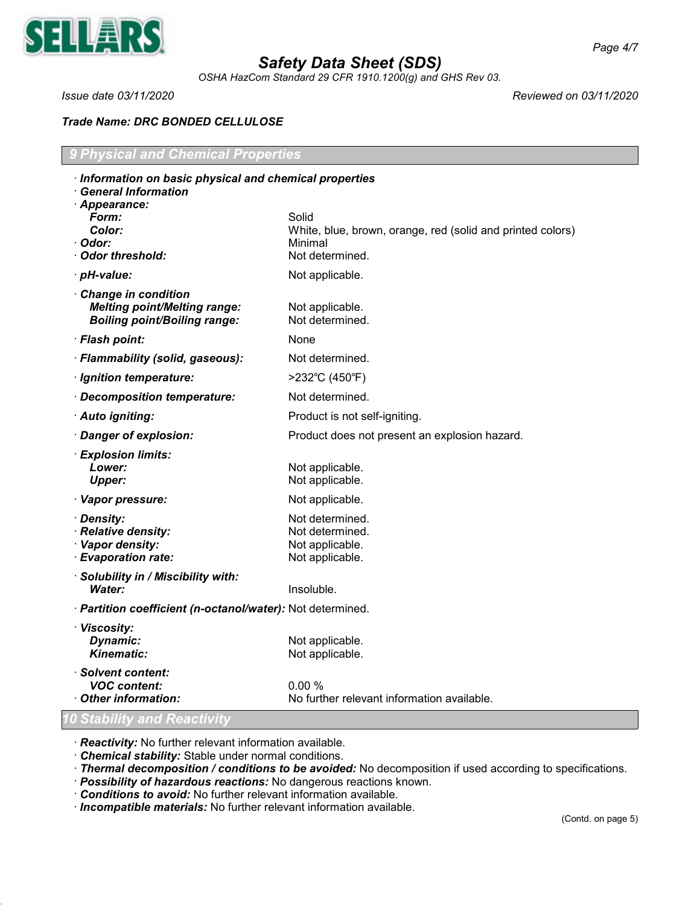**Trade Name: DRC BONDED CELLULOSE**

## 9 Physical and Chemical Properties

· **Information on basic physical and chemical properties**
· **General Information**
· **Appearance:**

| | |
|---|---|
| **Form:** | Solid |
| **Color:** | White, blue, brown, orange, red (solid and printed colors) |
| · **Odor:** | Minimal |
| · **Odor threshold:** | Not determined. |
| · **pH-value:** | Not applicable. |
| · **Change in condition** | |
| **Melting point/Melting range:** | Not applicable. |
| **Boiling point/Boiling range:** | Not determined. |
| · **Flash point:** | None |
| · **Flammability (solid, gaseous):** | Not determined. |
| · **Ignition temperature:** | >232°C (450°F) |
| · **Decomposition temperature:** | Not determined. |
| · **Auto igniting:** | Product is not self-igniting. |
| · **Danger of explosion:** | Product does not present an explosion hazard. |
| · **Explosion limits:** | |
| **Lower:** | Not applicable. |
| **Upper:** | Not applicable. |
| · **Vapor pressure:** | Not applicable. |
| · **Density:** | Not determined. |
| · **Relative density:** | Not determined. |
| · **Vapor density:** | Not applicable. |
| · **Evaporation rate:** | Not applicable. |
| · **Solubility in / Miscibility with:** | |
| **Water:** | Insoluble. |
| · **Partition coefficient (n-octanol/water):** | Not determined. |
| · **Viscosity:** | |
| **Dynamic:** | Not applicable. |
| **Kinematic:** | Not applicable. |
| · **Solvent content:** | |
| **VOC content:** | 0.00 % |
| · **Other information:** | No further relevant information available. |

## 10 Stability and Reactivity

· **Reactivity:** No further relevant information available.
· **Chemical stability:** Stable under normal conditions.
· **Thermal decomposition / conditions to be avoided:** No decomposition if used according to specifications.
· **Possibility of hazardous reactions:** No dangerous reactions known.
· **Conditions to avoid:** No further relevant information available.
· **Incompatible materials:** No further relevant information available.

(Contd. on page 5)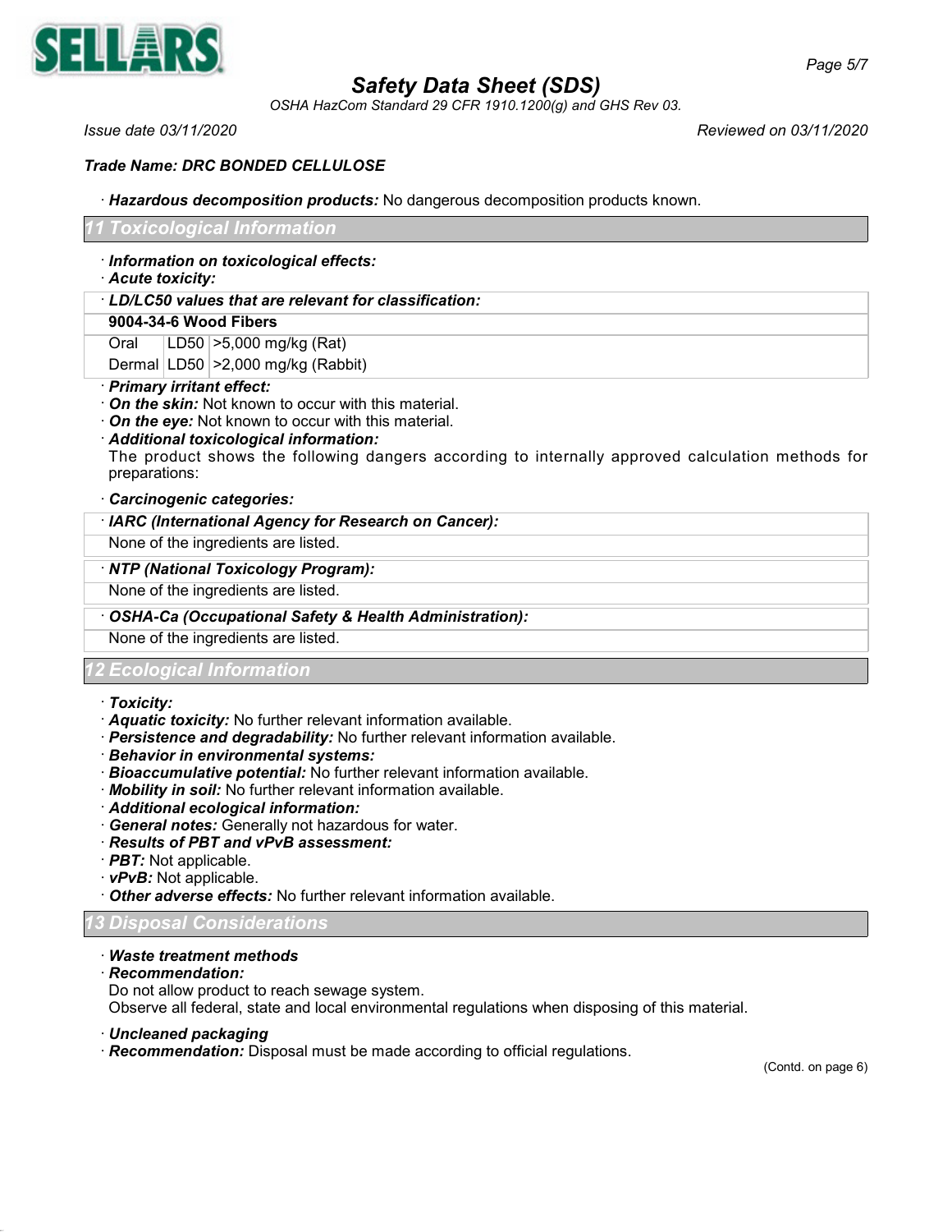*Trade Name: DRC BONDED CELLULOSE*

· ***Hazardous decomposition products:*** No dangerous decomposition products known.

## 11 Toxicological Information

· ***Information on toxicological effects:***

· ***Acute toxicity:***

| · ***LD/LC50 values that are relevant for classification:*** | | |
|---|---|---|
| **9004-34-6 Wood Fibers** | | |
| Oral | LD50 | >5,000 mg/kg (Rat) |
| Dermal | LD50 | >2,000 mg/kg (Rabbit) |

· ***Primary irritant effect:***

· ***On the skin:*** Not known to occur with this material.

· ***On the eye:*** Not known to occur with this material.

· ***Additional toxicological information:***

The product shows the following dangers according to internally approved calculation methods for preparations:

· ***Carcinogenic categories:***

| · ***IARC (International Agency for Research on Cancer):*** |
|---|
| None of the ingredients are listed. |

| · ***NTP (National Toxicology Program):*** |
|---|
| None of the ingredients are listed. |

| · ***OSHA-Ca (Occupational Safety & Health Administration):*** |
|---|
| None of the ingredients are listed. |

## 12 Ecological Information

· ***Toxicity:***

· ***Aquatic toxicity:*** No further relevant information available.

· ***Persistence and degradability:*** No further relevant information available.

· ***Behavior in environmental systems:***

· ***Bioaccumulative potential:*** No further relevant information available.

· ***Mobility in soil:*** No further relevant information available.

· ***Additional ecological information:***

· ***General notes:*** Generally not hazardous for water.

· ***Results of PBT and vPvB assessment:***

· ***PBT:*** Not applicable.

· ***vPvB:*** Not applicable.

· ***Other adverse effects:*** No further relevant information available.

## 13 Disposal Considerations

· ***Waste treatment methods***

· ***Recommendation:***

Do not allow product to reach sewage system.

Observe all federal, state and local environmental regulations when disposing of this material.

· ***Uncleaned packaging***

· ***Recommendation:*** Disposal must be made according to official regulations.

(Contd. on page 6)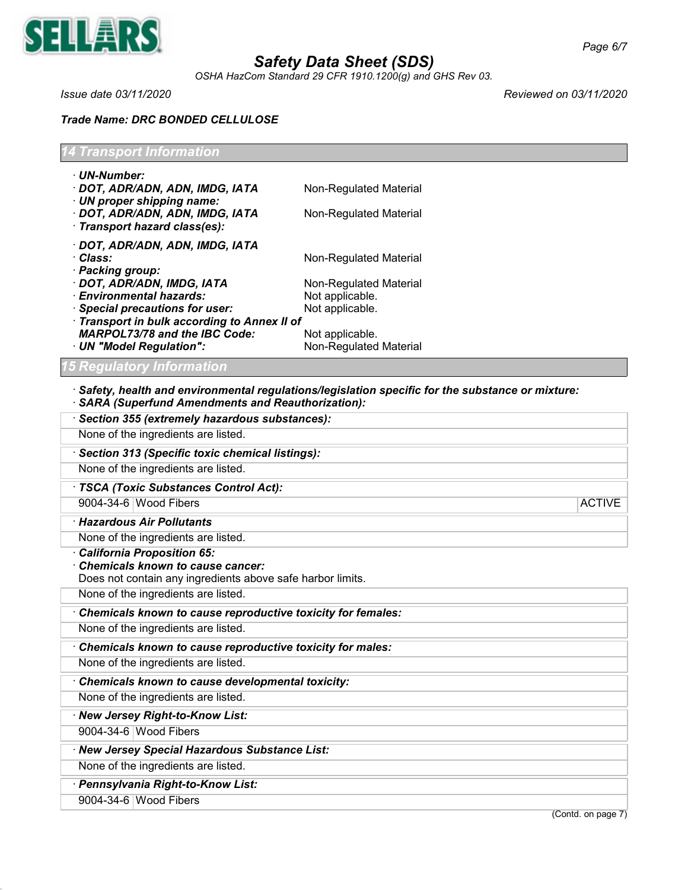*Safety Data Sheet (SDS)*

*OSHA HazCom Standard 29 CFR 1910.1200(g) and GHS Rev 03.*

*Issue date 03/11/2020* *Reviewed on 03/11/2020*

***Trade Name: DRC BONDED CELLULOSE***

## 14 Transport Information

· ***UN-Number:***
· ***DOT, ADR/ADN, ADN, IMDG, IATA*** Non-Regulated Material
· ***UN proper shipping name:***
· ***DOT, ADR/ADN, ADN, IMDG, IATA*** Non-Regulated Material
· ***Transport hazard class(es):***

· ***DOT, ADR/ADN, ADN, IMDG, IATA***
· ***Class:*** Non-Regulated Material
· ***Packing group:***
· ***DOT, ADR/ADN, IMDG, IATA*** Non-Regulated Material
· ***Environmental hazards:*** Not applicable.
· ***Special precautions for user:*** Not applicable.
· ***Transport in bulk according to Annex II of MARPOL73/78 and the IBC Code:*** Not applicable.
· ***UN "Model Regulation":*** Non-Regulated Material

## 15 Regulatory Information

· ***Safety, health and environmental regulations/legislation specific for the substance or mixture:***
· ***SARA (Superfund Amendments and Reauthorization):***

· ***Section 355 (extremely hazardous substances):***

None of the ingredients are listed.

· ***Section 313 (Specific toxic chemical listings):***

None of the ingredients are listed.

· ***TSCA (Toxic Substances Control Act):***

| | | |
|---|---|---|
| 9004-34-6 | Wood Fibers | ACTIVE |

· ***Hazardous Air Pollutants***

None of the ingredients are listed.

· ***California Proposition 65:***
· ***Chemicals known to cause cancer:***

Does not contain any ingredients above safe harbor limits.

None of the ingredients are listed.

· ***Chemicals known to cause reproductive toxicity for females:***

None of the ingredients are listed.

· ***Chemicals known to cause reproductive toxicity for males:***

None of the ingredients are listed.

· ***Chemicals known to cause developmental toxicity:***

None of the ingredients are listed.

· ***New Jersey Right-to-Know List:***

| | |
|---|---|
| 9004-34-6 | Wood Fibers |

· ***New Jersey Special Hazardous Substance List:***

None of the ingredients are listed.

· ***Pennsylvania Right-to-Know List:***

| | |
|---|---|
| 9004-34-6 | Wood Fibers |

(Contd. on page 7)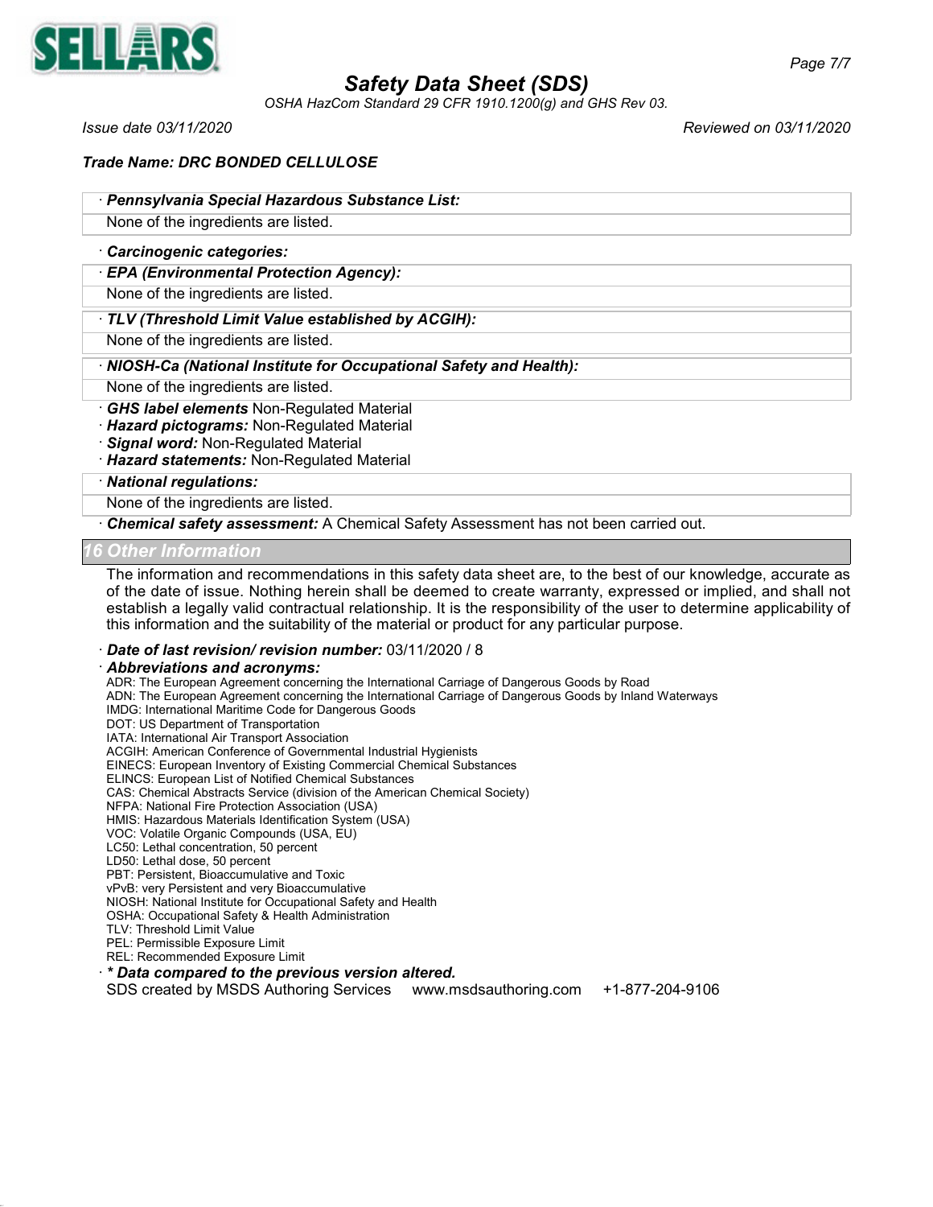**Trade Name: DRC BONDED CELLULOSE**

· ***Pennsylvania Special Hazardous Substance List:***

None of the ingredients are listed.

· ***Carcinogenic categories:***

· ***EPA (Environmental Protection Agency):***

None of the ingredients are listed.

· ***TLV (Threshold Limit Value established by ACGIH):***

None of the ingredients are listed.

· ***NIOSH-Ca (National Institute for Occupational Safety and Health):***

None of the ingredients are listed.

· ***GHS label elements*** Non-Regulated Material
· ***Hazard pictograms:*** Non-Regulated Material
· ***Signal word:*** Non-Regulated Material
· ***Hazard statements:*** Non-Regulated Material

· ***National regulations:***

None of the ingredients are listed.

· ***Chemical safety assessment:*** A Chemical Safety Assessment has not been carried out.

## 16 Other Information

The information and recommendations in this safety data sheet are, to the best of our knowledge, accurate as of the date of issue. Nothing herein shall be deemed to create warranty, expressed or implied, and shall not establish a legally valid contractual relationship. It is the responsibility of the user to determine applicability of this information and the suitability of the material or product for any particular purpose.

· ***Date of last revision/ revision number:*** 03/11/2020 / 8

· ***Abbreviations and acronyms:***

ADR: The European Agreement concerning the International Carriage of Dangerous Goods by Road
ADN: The European Agreement concerning the International Carriage of Dangerous Goods by Inland Waterways
IMDG: International Maritime Code for Dangerous Goods
DOT: US Department of Transportation
IATA: International Air Transport Association
ACGIH: American Conference of Governmental Industrial Hygienists
EINECS: European Inventory of Existing Commercial Chemical Substances
ELINCS: European List of Notified Chemical Substances
CAS: Chemical Abstracts Service (division of the American Chemical Society)
NFPA: National Fire Protection Association (USA)
HMIS: Hazardous Materials Identification System (USA)
VOC: Volatile Organic Compounds (USA, EU)
LC50: Lethal concentration, 50 percent
LD50: Lethal dose, 50 percent
PBT: Persistent, Bioaccumulative and Toxic
vPvB: very Persistent and very Bioaccumulative
NIOSH: National Institute for Occupational Safety and Health
OSHA: Occupational Safety & Health Administration
TLV: Threshold Limit Value
PEL: Permissible Exposure Limit
REL: Recommended Exposure Limit

· ***\* Data compared to the previous version altered.***

SDS created by MSDS Authoring Services www.msdsauthoring.com +1-877-204-9106